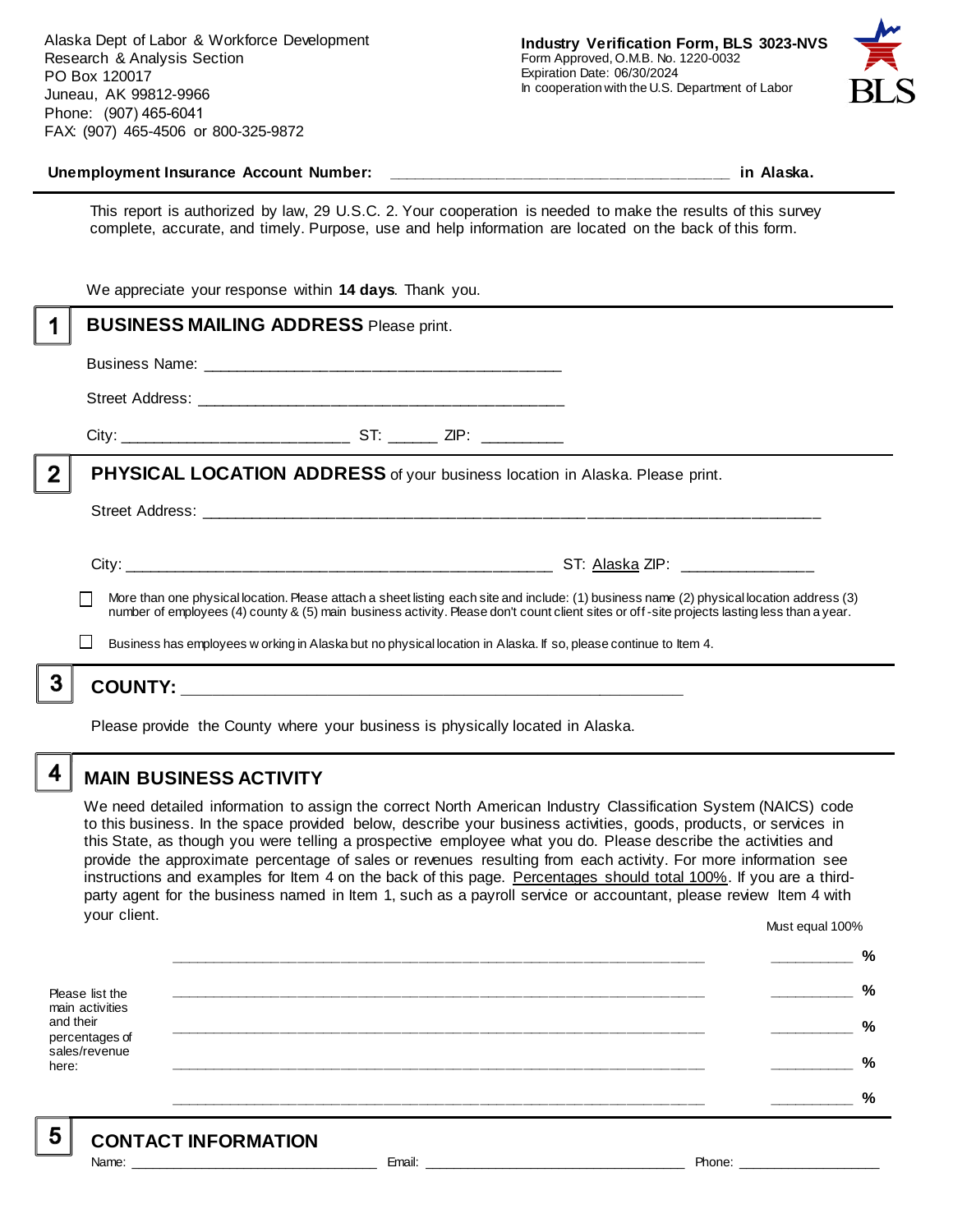Alaska Dept of Labor & Workforce Development
Research & Analysis Section
PO Box 120017
Juneau, AK 99812-9966
Phone: (907) 465-6041
FAX: (907) 465-4506 or 800-325-9872

**Industry Verification Form, BLS 3023-NVS**
Form Approved, O.M.B. No. 1220-0032
Expiration Date: 06/30/2024
In cooperation with the U.S. Department of Labor

**Unemployment Insurance Account Number:** ______________________________________ **in Alaska.**

This report is authorized by law, 29 U.S.C. 2. Your cooperation is needed to make the results of this survey complete, accurate, and timely. Purpose, use and help information are located on the back of this form.

We appreciate your response within **14 days**. Thank you.

## 1 BUSINESS MAILING ADDRESS Please print.

Business Name: ________________________________________

Street Address: ________________________________________

City: __________________________ ST: ______ ZIP: __________

## 2 PHYSICAL LOCATION ADDRESS of your business location in Alaska. Please print.

Street Address: ______________________________________________________________________

City: _______________________________________________ ST: Alaska ZIP: _______________

☐ More than one physical location. Please attach a sheet listing each site and include: (1) business name (2) physical location address (3) number of employees (4) county & (5) main business activity. Please don't count client sites or off-site projects lasting less than a year.

☐ Business has employees working in Alaska but no physical location in Alaska. If so, please continue to Item 4.

## 3 COUNTY: ________________________________________________________

Please provide the County where your business is physically located in Alaska.

## 4 MAIN BUSINESS ACTIVITY

We need detailed information to assign the correct North American Industry Classification System (NAICS) code to this business. In the space provided below, describe your business activities, goods, products, or services in this State, as though you were telling a prospective employee what you do. Please describe the activities and provide the approximate percentage of sales or revenues resulting from each activity. For more information see instructions and examples for Item 4 on the back of this page. Percentages should total 100%. If you are a third-party agent for the business named in Item 1, such as a payroll service or accountant, please review Item 4 with your client.

Please list the main activities and their percentages of sales/revenue here:

| Activity | Must equal 100% |
| --- | --- |
| ____________________________________________ | __________ % |
| ____________________________________________ | __________ % |
| ____________________________________________ | __________ % |
| ____________________________________________ | __________ % |
| ____________________________________________ | __________ % |

## 5 CONTACT INFORMATION

Name: ______________________________ Email: ________________________________ Phone: __________________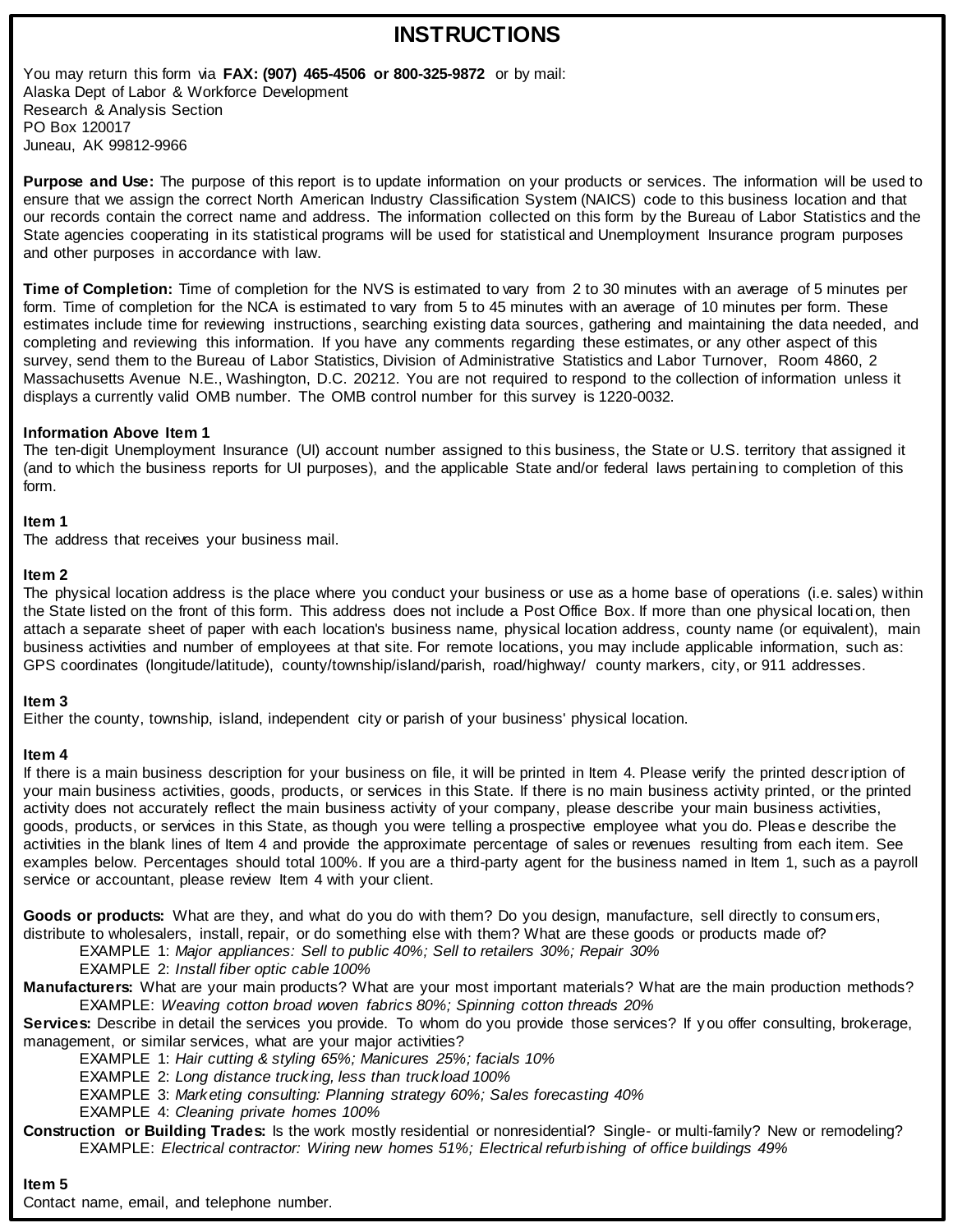# INSTRUCTIONS

You may return this form via **FAX: (907) 465-4506 or 800-325-9872** or by mail:
Alaska Dept of Labor & Workforce Development
Research & Analysis Section
PO Box 120017
Juneau, AK 99812-9966

**Purpose and Use:** The purpose of this report is to update information on your products or services. The information will be used to ensure that we assign the correct North American Industry Classification System (NAICS) code to this business location and that our records contain the correct name and address. The information collected on this form by the Bureau of Labor Statistics and the State agencies cooperating in its statistical programs will be used for statistical and Unemployment Insurance program purposes and other purposes in accordance with law.

**Time of Completion:** Time of completion for the NVS is estimated to vary from 2 to 30 minutes with an average of 5 minutes per form. Time of completion for the NCA is estimated to vary from 5 to 45 minutes with an average of 10 minutes per form. These estimates include time for reviewing instructions, searching existing data sources, gathering and maintaining the data needed, and completing and reviewing this information. If you have any comments regarding these estimates, or any other aspect of this survey, send them to the Bureau of Labor Statistics, Division of Administrative Statistics and Labor Turnover, Room 4860, 2 Massachusetts Avenue N.E., Washington, D.C. 20212. You are not required to respond to the collection of information unless it displays a currently valid OMB number. The OMB control number for this survey is 1220-0032.

**Information Above Item 1**
The ten-digit Unemployment Insurance (UI) account number assigned to this business, the State or U.S. territory that assigned it (and to which the business reports for UI purposes), and the applicable State and/or federal laws pertaining to completion of this form.

**Item 1**
The address that receives your business mail.

**Item 2**
The physical location address is the place where you conduct your business or use as a home base of operations (i.e. sales) within the State listed on the front of this form. This address does not include a Post Office Box. If more than one physical location, then attach a separate sheet of paper with each location's business name, physical location address, county name (or equivalent), main business activities and number of employees at that site. For remote locations, you may include applicable information, such as: GPS coordinates (longitude/latitude), county/township/island/parish, road/highway/ county markers, city, or 911 addresses.

**Item 3**
Either the county, township, island, independent city or parish of your business' physical location.

**Item 4**
If there is a main business description for your business on file, it will be printed in Item 4. Please verify the printed description of your main business activities, goods, products, or services in this State. If there is no main business activity printed, or the printed activity does not accurately reflect the main business activity of your company, please describe your main business activities, goods, products, or services in this State, as though you were telling a prospective employee what you do. Please describe the activities in the blank lines of Item 4 and provide the approximate percentage of sales or revenues resulting from each item. See examples below. Percentages should total 100%. If you are a third-party agent for the business named in Item 1, such as a payroll service or accountant, please review Item 4 with your client.

**Goods or products:** What are they, and what do you do with them? Do you design, manufacture, sell directly to consumers, distribute to wholesalers, install, repair, or do something else with them? What are these goods or products made of?
  EXAMPLE 1: *Major appliances: Sell to public 40%; Sell to retailers 30%; Repair 30%*
  EXAMPLE 2: *Install fiber optic cable 100%*

**Manufacturers:** What are your main products? What are your most important materials? What are the main production methods?
  EXAMPLE: *Weaving cotton broad woven fabrics 80%; Spinning cotton threads 20%*

**Services:** Describe in detail the services you provide. To whom do you provide those services? If you offer consulting, brokerage, management, or similar services, what are your major activities?
  EXAMPLE 1: *Hair cutting & styling 65%; Manicures 25%; facials 10%*
  EXAMPLE 2: *Long distance trucking, less than truckload 100%*
  EXAMPLE 3: *Marketing consulting: Planning strategy 60%; Sales forecasting 40%*
  EXAMPLE 4: *Cleaning private homes 100%*

**Construction or Building Trades:** Is the work mostly residential or nonresidential? Single- or multi-family? New or remodeling?
  EXAMPLE: *Electrical contractor: Wiring new homes 51%; Electrical refurbishing of office buildings 49%*

**Item 5**
Contact name, email, and telephone number.